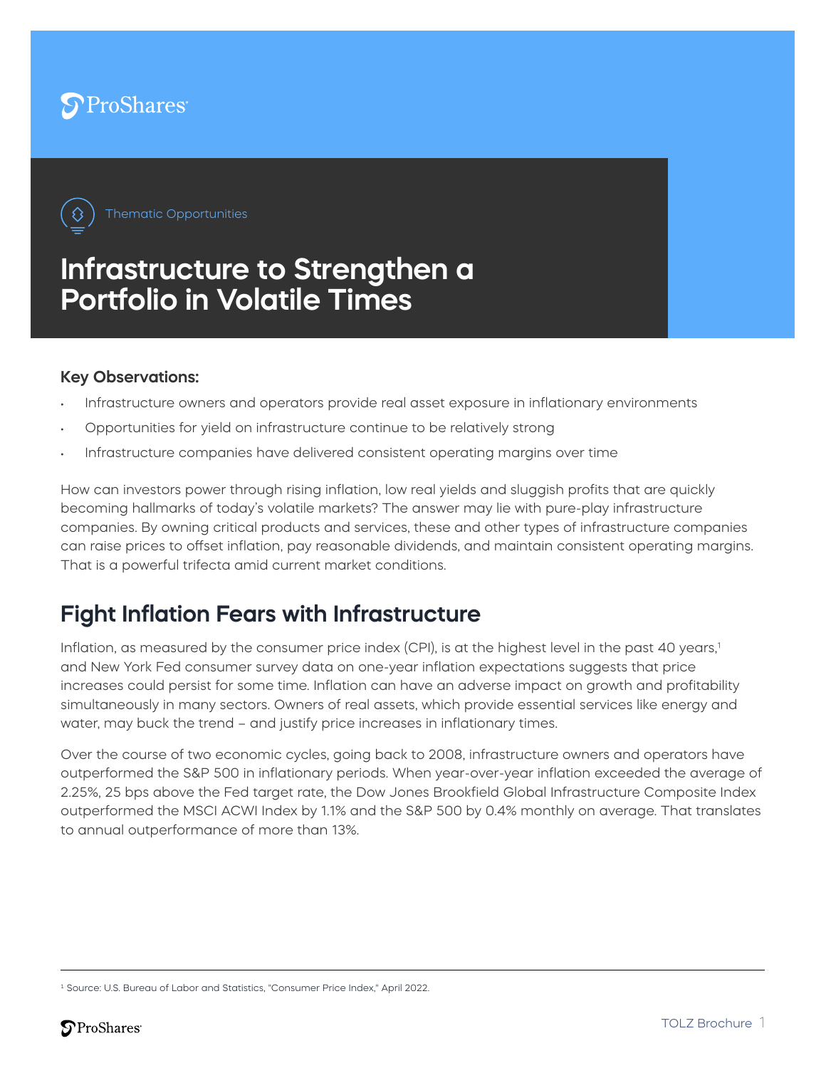ProShares

Thematic Opportunities

# Infrastructure to Strengthen a Portfolio in Volatile Times

**Key Observations:**

- Infrastructure owners and operators provide real asset exposure in inflationary environments
- Opportunities for yield on infrastructure continue to be relatively strong
- Infrastructure companies have delivered consistent operating margins over time

How can investors power through rising inflation, low real yields and sluggish profits that are quickly becoming hallmarks of today's volatile markets? The answer may lie with pure-play infrastructure companies. By owning critical products and services, these and other types of infrastructure companies can raise prices to offset inflation, pay reasonable dividends, and maintain consistent operating margins. That is a powerful trifecta amid current market conditions.

## Fight Inflation Fears with Infrastructure

Inflation, as measured by the consumer price index (CPI), is at the highest level in the past 40 years,[1] and New York Fed consumer survey data on one-year inflation expectations suggests that price increases could persist for some time. Inflation can have an adverse impact on growth and profitability simultaneously in many sectors. Owners of real assets, which provide essential services like energy and water, may buck the trend – and justify price increases in inflationary times.

Over the course of two economic cycles, going back to 2008, infrastructure owners and operators have outperformed the S&P 500 in inflationary periods. When year-over-year inflation exceeded the average of 2.25%, 25 bps above the Fed target rate, the Dow Jones Brookfield Global Infrastructure Composite Index outperformed the MSCI ACWI Index by 1.1% and the S&P 500 by 0.4% monthly on average. That translates to annual outperformance of more than 13%.

[1] Source: U.S. Bureau of Labor and Statistics, "Consumer Price Index," April 2022.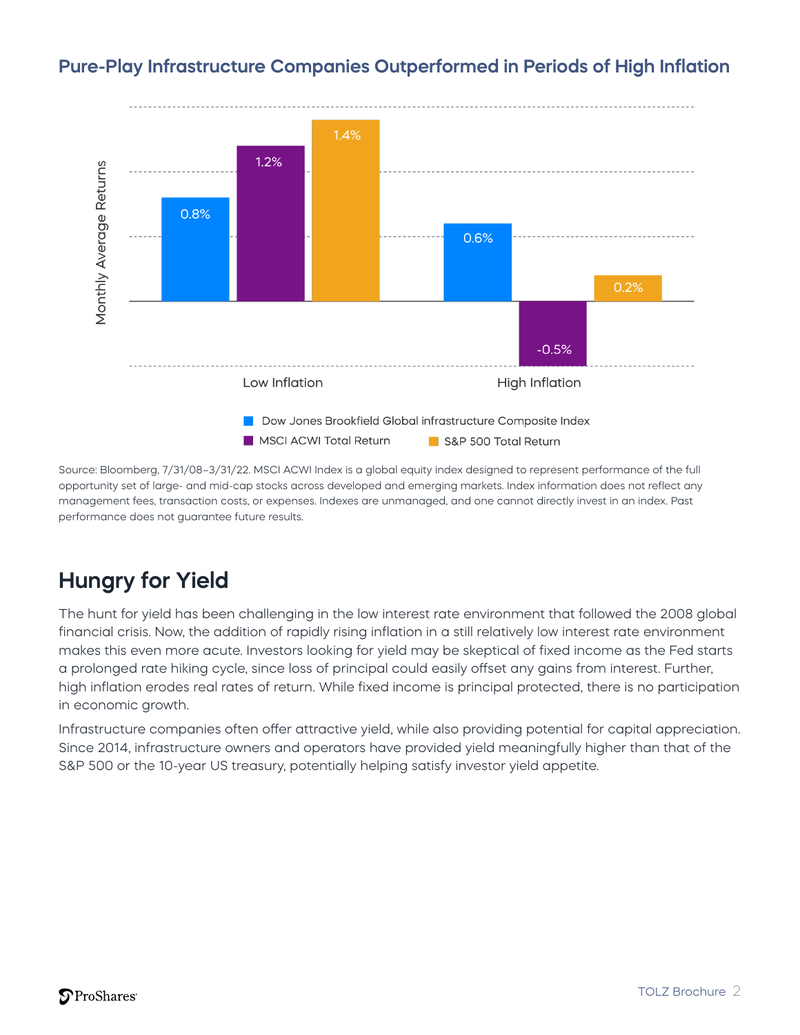## Pure-Play Infrastructure Companies Outperformed in Periods of High Inflation

| Monthly Average Returns | Dow Jones Brookfield Global infrastructure Composite Index | MSCI ACWI Total Return | S&P 500 Total Return |
|---|---|---|---|
| Low Inflation | 0.8% | 1.2% | 1.4% |
| High Inflation | 0.6% | -0.5% | 0.2% |

Source: Bloomberg, 7/31/08–3/31/22. MSCI ACWI Index is a global equity index designed to represent performance of the full opportunity set of large- and mid-cap stocks across developed and emerging markets. Index information does not reflect any management fees, transaction costs, or expenses. Indexes are unmanaged, and one cannot directly invest in an index. Past performance does not guarantee future results.

## Hungry for Yield

The hunt for yield has been challenging in the low interest rate environment that followed the 2008 global financial crisis. Now, the addition of rapidly rising inflation in a still relatively low interest rate environment makes this even more acute. Investors looking for yield may be skeptical of fixed income as the Fed starts a prolonged rate hiking cycle, since loss of principal could easily offset any gains from interest. Further, high inflation erodes real rates of return. While fixed income is principal protected, there is no participation in economic growth.

Infrastructure companies often offer attractive yield, while also providing potential for capital appreciation. Since 2014, infrastructure owners and operators have provided yield meaningfully higher than that of the S&P 500 or the 10-year US treasury, potentially helping satisfy investor yield appetite.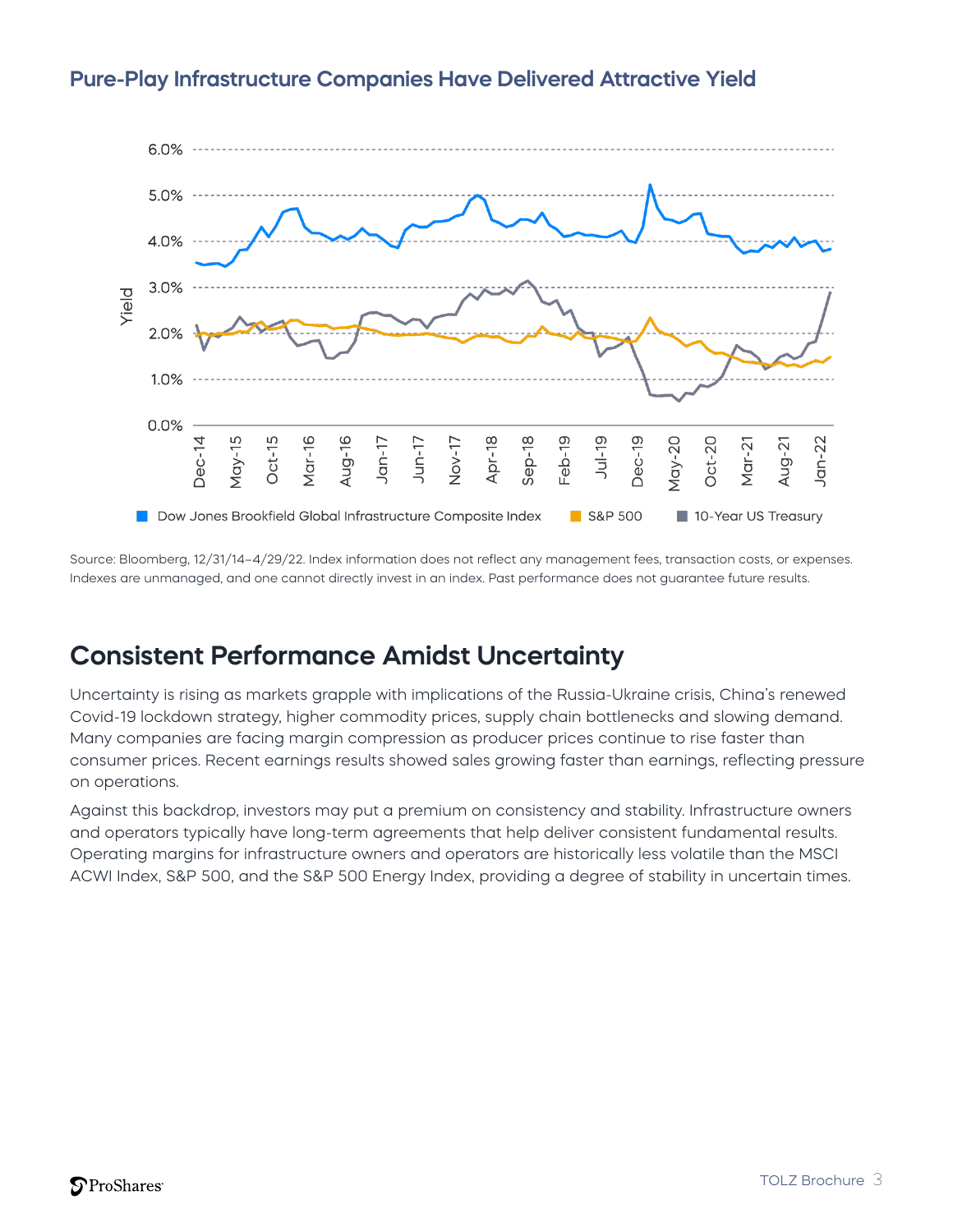## Pure-Play Infrastructure Companies Have Delivered Attractive Yield

Source: Bloomberg, 12/31/14–4/29/22. Index information does not reflect any management fees, transaction costs, or expenses. Indexes are unmanaged, and one cannot directly invest in an index. Past performance does not guarantee future results.

# Consistent Performance Amidst Uncertainty

Uncertainty is rising as markets grapple with implications of the Russia-Ukraine crisis, China's renewed Covid-19 lockdown strategy, higher commodity prices, supply chain bottlenecks and slowing demand. Many companies are facing margin compression as producer prices continue to rise faster than consumer prices. Recent earnings results showed sales growing faster than earnings, reflecting pressure on operations.

Against this backdrop, investors may put a premium on consistency and stability. Infrastructure owners and operators typically have long-term agreements that help deliver consistent fundamental results. Operating margins for infrastructure owners and operators are historically less volatile than the MSCI ACWI Index, S&P 500, and the S&P 500 Energy Index, providing a degree of stability in uncertain times.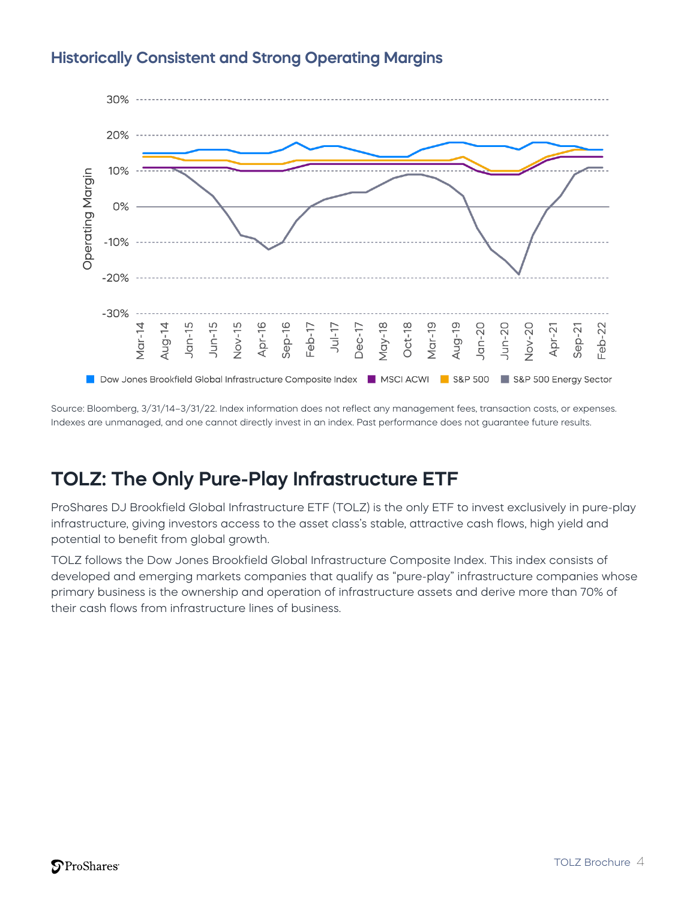## Historically Consistent and Strong Operating Margins

Source: Bloomberg, 3/31/14–3/31/22. Index information does not reflect any management fees, transaction costs, or expenses. Indexes are unmanaged, and one cannot directly invest in an index. Past performance does not guarantee future results.

# TOLZ: The Only Pure-Play Infrastructure ETF

ProShares DJ Brookfield Global Infrastructure ETF (TOLZ) is the only ETF to invest exclusively in pure-play infrastructure, giving investors access to the asset class's stable, attractive cash flows, high yield and potential to benefit from global growth.

TOLZ follows the Dow Jones Brookfield Global Infrastructure Composite Index. This index consists of developed and emerging markets companies that qualify as "pure-play" infrastructure companies whose primary business is the ownership and operation of infrastructure assets and derive more than 70% of their cash flows from infrastructure lines of business.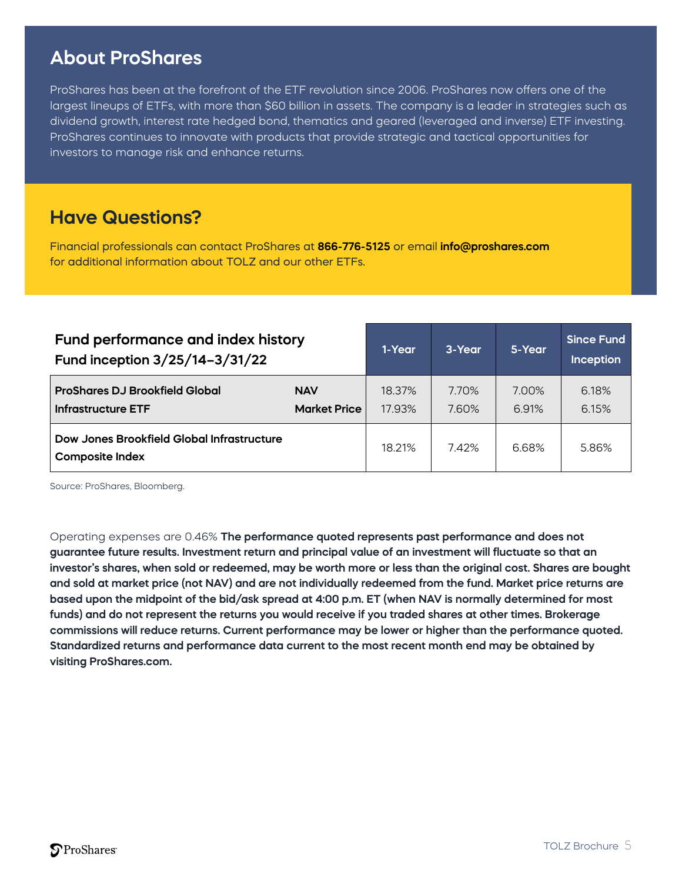## About ProShares

ProShares has been at the forefront of the ETF revolution since 2006. ProShares now offers one of the largest lineups of ETFs, with more than $60 billion in assets. The company is a leader in strategies such as dividend growth, interest rate hedged bond, thematics and geared (leveraged and inverse) ETF investing. ProShares continues to innovate with products that provide strategic and tactical opportunities for investors to manage risk and enhance returns.

## Have Questions?

Financial professionals can contact ProShares at **866-776-5125** or email **info@proshares.com** for additional information about TOLZ and our other ETFs.

| **Fund performance and index history**<br>**Fund inception 3/25/14–3/31/22** | | 1-Year | 3-Year | 5-Year | Since Fund Inception |
|---|---|---|---|---|---|
| **ProShares DJ Brookfield Global Infrastructure ETF** | **NAV** | 18.37% | 7.70% | 7.00% | 6.18% |
| | **Market Price** | 17.93% | 7.60% | 6.91% | 6.15% |
| **Dow Jones Brookfield Global Infrastructure Composite Index** | | 18.21% | 7.42% | 6.68% | 5.86% |

Source: ProShares, Bloomberg.

Operating expenses are 0.46% **The performance quoted represents past performance and does not guarantee future results. Investment return and principal value of an investment will fluctuate so that an investor's shares, when sold or redeemed, may be worth more or less than the original cost. Shares are bought and sold at market price (not NAV) and are not individually redeemed from the fund. Market price returns are based upon the midpoint of the bid/ask spread at 4:00 p.m. ET (when NAV is normally determined for most funds) and do not represent the returns you would receive if you traded shares at other times. Brokerage commissions will reduce returns. Current performance may be lower or higher than the performance quoted. Standardized returns and performance data current to the most recent month end may be obtained by visiting ProShares.com.**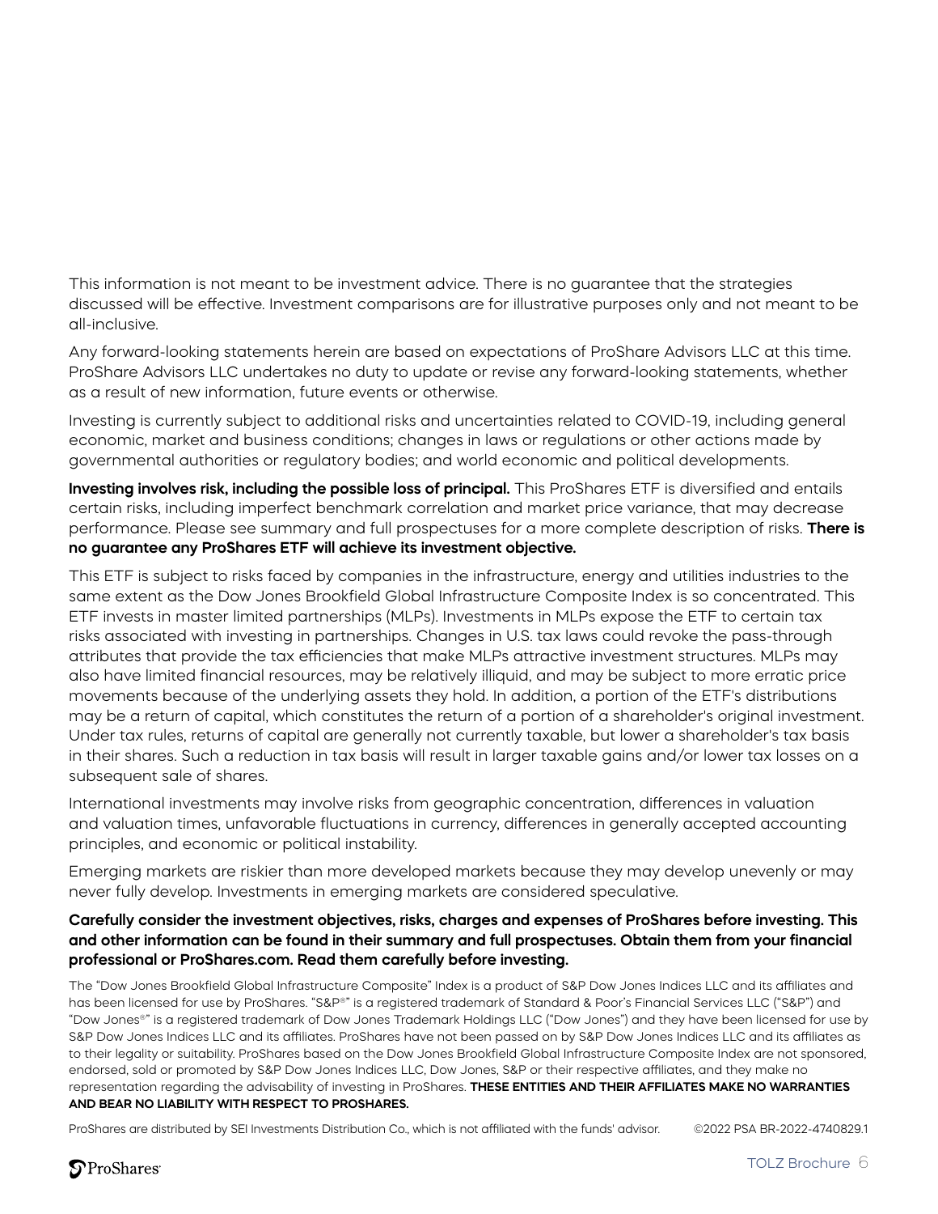This information is not meant to be investment advice. There is no guarantee that the strategies discussed will be effective. Investment comparisons are for illustrative purposes only and not meant to be all-inclusive.

Any forward-looking statements herein are based on expectations of ProShare Advisors LLC at this time. ProShare Advisors LLC undertakes no duty to update or revise any forward-looking statements, whether as a result of new information, future events or otherwise.

Investing is currently subject to additional risks and uncertainties related to COVID-19, including general economic, market and business conditions; changes in laws or regulations or other actions made by governmental authorities or regulatory bodies; and world economic and political developments.

**Investing involves risk, including the possible loss of principal.** This ProShares ETF is diversified and entails certain risks, including imperfect benchmark correlation and market price variance, that may decrease performance. Please see summary and full prospectuses for a more complete description of risks. **There is no guarantee any ProShares ETF will achieve its investment objective.**

This ETF is subject to risks faced by companies in the infrastructure, energy and utilities industries to the same extent as the Dow Jones Brookfield Global Infrastructure Composite Index is so concentrated. This ETF invests in master limited partnerships (MLPs). Investments in MLPs expose the ETF to certain tax risks associated with investing in partnerships. Changes in U.S. tax laws could revoke the pass-through attributes that provide the tax efficiencies that make MLPs attractive investment structures. MLPs may also have limited financial resources, may be relatively illiquid, and may be subject to more erratic price movements because of the underlying assets they hold. In addition, a portion of the ETF's distributions may be a return of capital, which constitutes the return of a portion of a shareholder's original investment. Under tax rules, returns of capital are generally not currently taxable, but lower a shareholder's tax basis in their shares. Such a reduction in tax basis will result in larger taxable gains and/or lower tax losses on a subsequent sale of shares.

International investments may involve risks from geographic concentration, differences in valuation and valuation times, unfavorable fluctuations in currency, differences in generally accepted accounting principles, and economic or political instability.

Emerging markets are riskier than more developed markets because they may develop unevenly or may never fully develop. Investments in emerging markets are considered speculative.

**Carefully consider the investment objectives, risks, charges and expenses of ProShares before investing. This and other information can be found in their summary and full prospectuses. Obtain them from your financial professional or ProShares.com. Read them carefully before investing.**

The "Dow Jones Brookfield Global Infrastructure Composite" Index is a product of S&P Dow Jones Indices LLC and its affiliates and has been licensed for use by ProShares. "S&P®" is a registered trademark of Standard & Poor's Financial Services LLC ("S&P") and "Dow Jones®" is a registered trademark of Dow Jones Trademark Holdings LLC ("Dow Jones") and they have been licensed for use by S&P Dow Jones Indices LLC and its affiliates. ProShares have not been passed on by S&P Dow Jones Indices LLC and its affiliates as to their legality or suitability. ProShares based on the Dow Jones Brookfield Global Infrastructure Composite Index are not sponsored, endorsed, sold or promoted by S&P Dow Jones Indices LLC, Dow Jones, S&P or their respective affiliates, and they make no representation regarding the advisability of investing in ProShares. **THESE ENTITIES AND THEIR AFFILIATES MAKE NO WARRANTIES AND BEAR NO LIABILITY WITH RESPECT TO PROSHARES.**

ProShares are distributed by SEI Investments Distribution Co., which is not affiliated with the funds' advisor. ©2022 PSA BR-2022-4740829.1